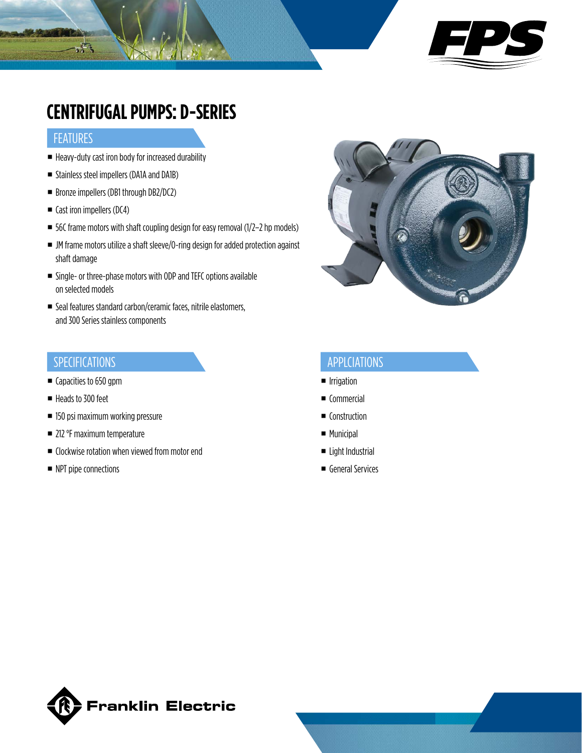# CENTRIFUGAL PUMPS: D-SERIES

## FEATURES

- Heavy-duty cast iron body for increased durability
- Stainless steel impellers (DA1A and DA1B)
- Bronze impellers (DB1 through DB2/DC2)
- Cast iron impellers (DC4)
- 56C frame motors with shaft coupling design for easy removal (1/2–2 hp models)
- JM frame motors utilize a shaft sleeve/O-ring design for added protection against shaft damage
- Single- or three-phase motors with ODP and TEFC options available on selected models
- Seal features standard carbon/ceramic faces, nitrile elastomers, and 300 Series stainless components

## SPECIFICATIONS

- Capacities to 650 gpm
- Heads to 300 feet
- 150 psi maximum working pressure
- 212 °F maximum temperature
- Clockwise rotation when viewed from motor end
- NPT pipe connections

## APPLCIATIONS

- Irrigation
- Commercial
- Construction
- Municipal
- Light Industrial
- General Services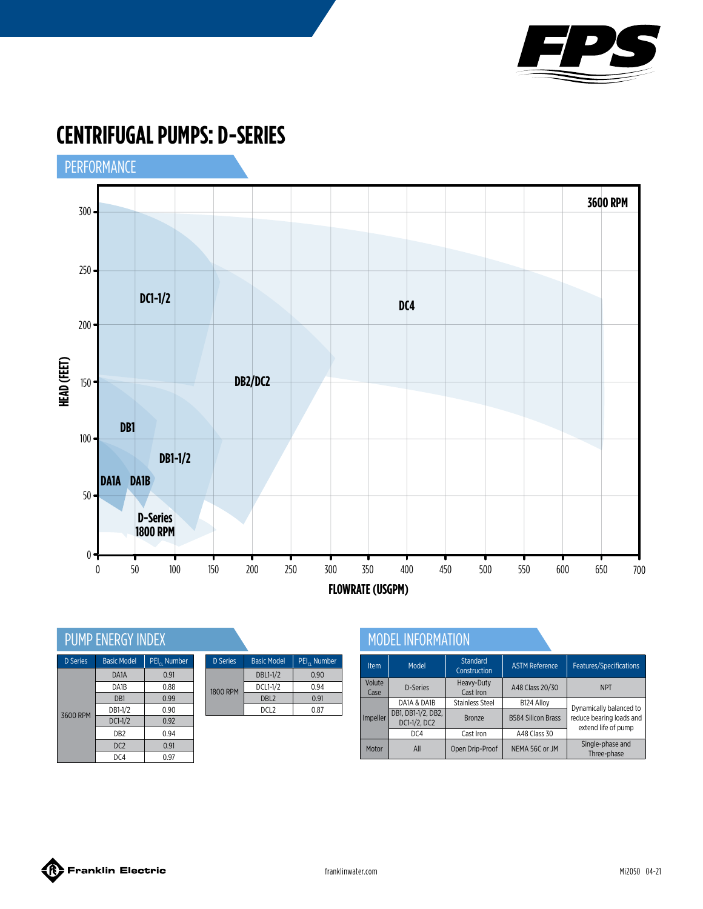# CENTRIFUGAL PUMPS: D-SERIES

## PERFORMANCE

3600 RPM

HEAD (FEET)

300
250
200
150
100
50
0

FLOWRATE (USGPM)

0 50 100 150 200 250 300 350 400 450 500 550 600 650 700

DC1-1/2
DC4
DB2/DC2
DB1
DB1-1/2
DA1A DA1B
D-Series
1800 RPM

## PUMP ENERGY INDEX

| D Series | Basic Model | $PEI_{CL}$ Number |
|---|---|---|
| 3600 RPM | DA1A | 0.91 |
| | DA1B | 0.88 |
| | DB1 | 0.99 |
| | DB1-1/2 | 0.90 |
| | DC1-1/2 | 0.92 |
| | DB2 | 0.94 |
| | DC2 | 0.91 |
| | DC4 | 0.97 |

| D Series | Basic Model | $PEI_{CL}$ Number |
|---|---|---|
| 1800 RPM | DBL1-1/2 | 0.90 |
| | DCL1-1/2 | 0.94 |
| | DBL2 | 0.91 |
| | DCL2 | 0.87 |

## MODEL INFORMATION

| Item | Model | Standard Construction | ASTM Reference | Features/Specifications |
|---|---|---|---|---|
| Volute Case | D-Series | Heavy-Duty Cast Iron | A48 Class 20/30 | NPT |
| Impeller | DA1A & DA1B | Stainless Steel | B124 Alloy | Dynamically balanced to reduce bearing loads and extend life of pump |
| | DB1, DB1-1/2, DB2, DC1-1/2, DC2 | Bronze | B584 Silicon Brass | |
| | DC4 | Cast Iron | A48 Class 30 | |
| Motor | All | Open Drip-Proof | NEMA 56C or JM | Single-phase and Three-phase |

franklinwater.com

Mi2050 04-21